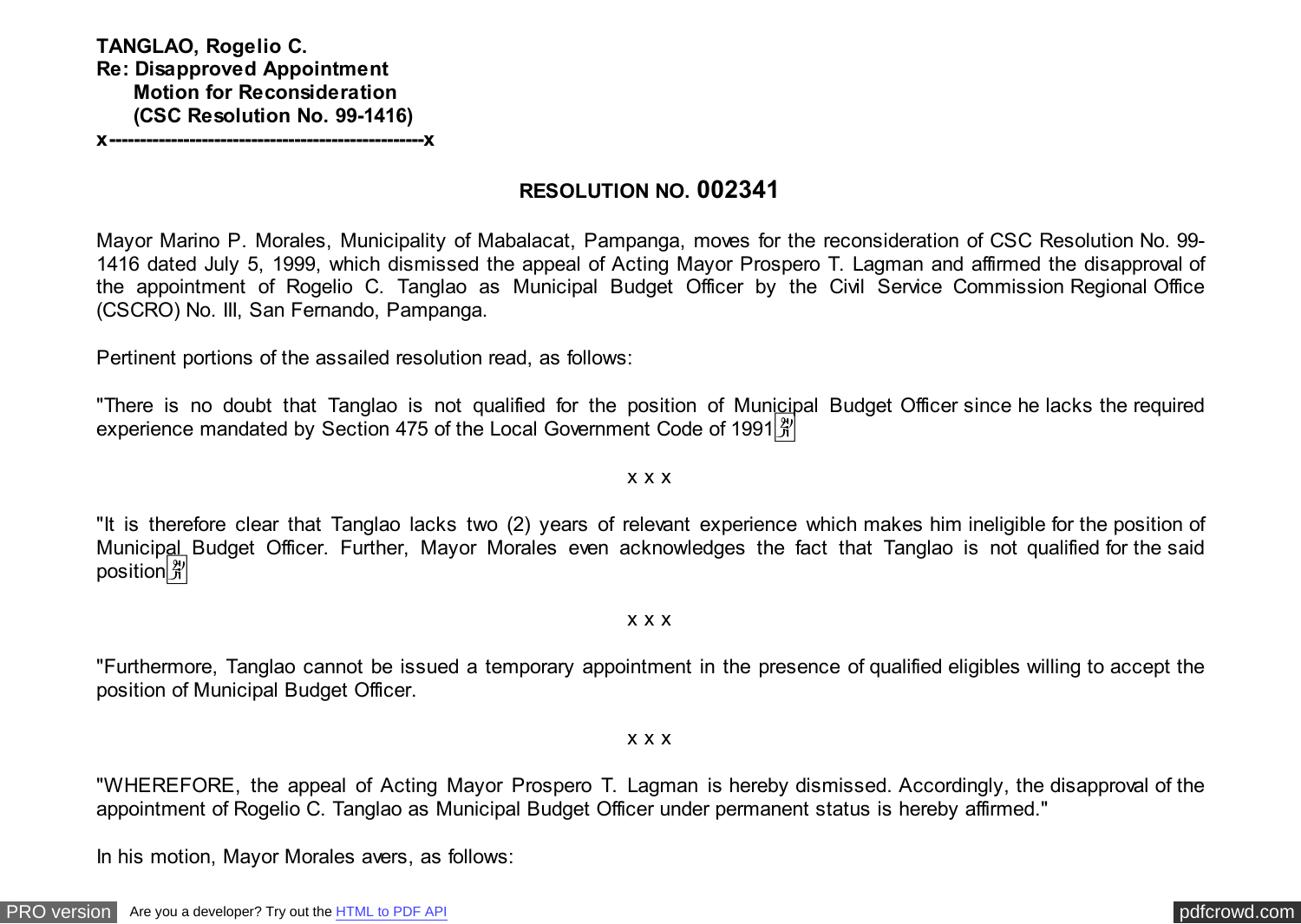**TANGLAO, Rogelio C.**
**Re: Disapproved Appointment**
**Motion for Reconsideration**
**(CSC Resolution No. 99-1416)**
**x-------------------------------------------------x**

## RESOLUTION NO. 002341

Mayor Marino P. Morales, Municipality of Mabalacat, Pampanga, moves for the reconsideration of CSC Resolution No. 99-1416 dated July 5, 1999, which dismissed the appeal of Acting Mayor Prospero T. Lagman and affirmed the disapproval of the appointment of Rogelio C. Tanglao as Municipal Budget Officer by the Civil Service Commission Regional Office (CSCRO) No. III, San Fernando, Pampanga.

Pertinent portions of the assailed resolution read, as follows:

"There is no doubt that Tanglao is not qualified for the position of Municipal Budget Officer since he lacks the required experience mandated by Section 475 of the Local Government Code of 1991

x x x

"It is therefore clear that Tanglao lacks two (2) years of relevant experience which makes him ineligible for the position of Municipal Budget Officer. Further, Mayor Morales even acknowledges the fact that Tanglao is not qualified for the said position

x x x

"Furthermore, Tanglao cannot be issued a temporary appointment in the presence of qualified eligibles willing to accept the position of Municipal Budget Officer.

x x x

"WHEREFORE, the appeal of Acting Mayor Prospero T. Lagman is hereby dismissed. Accordingly, the disapproval of the appointment of Rogelio C. Tanglao as Municipal Budget Officer under permanent status is hereby affirmed."

In his motion, Mayor Morales avers, as follows: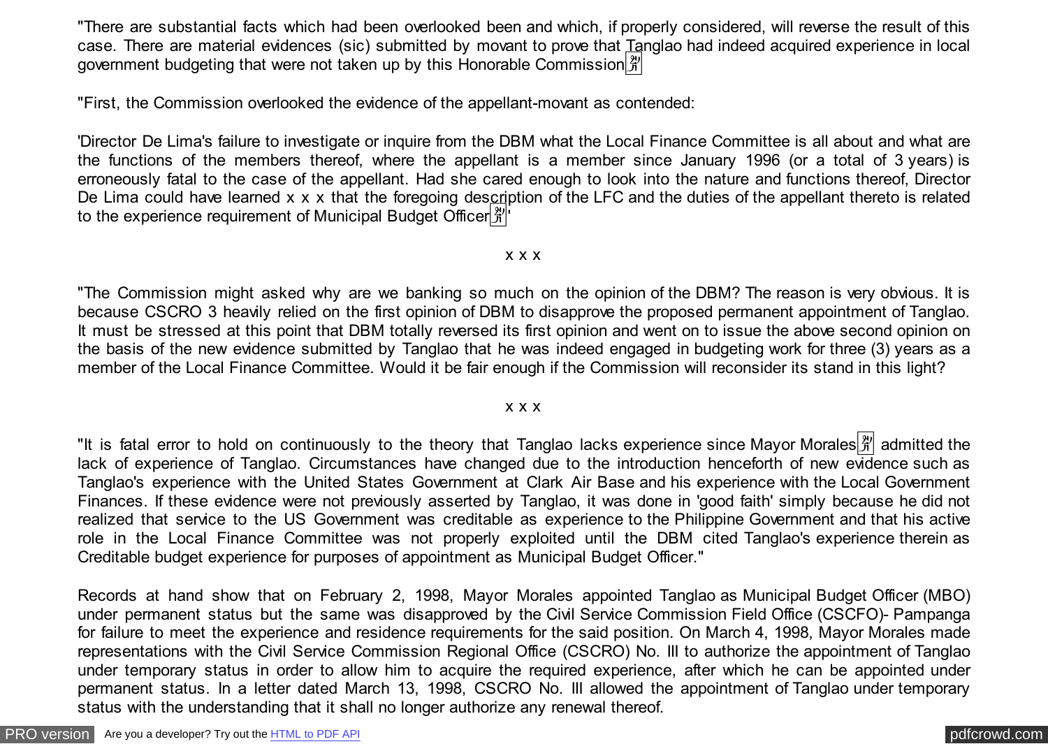"There are substantial facts which had been overlooked been and which, if properly considered, will reverse the result of this case. There are material evidences (sic) submitted by movant to prove that Tanglao had indeed acquired experience in local government budgeting that were not taken up by this Honorable Commission

"First, the Commission overlooked the evidence of the appellant-movant as contended:

'Director De Lima's failure to investigate or inquire from the DBM what the Local Finance Committee is all about and what are the functions of the members thereof, where the appellant is a member since January 1996 (or a total of 3 years) is erroneously fatal to the case of the appellant. Had she cared enough to look into the nature and functions thereof, Director De Lima could have learned x x x that the foregoing description of the LFC and the duties of the appellant thereto is related to the experience requirement of Municipal Budget Officer'

x x x

"The Commission might asked why are we banking so much on the opinion of the DBM? The reason is very obvious. It is because CSCRO 3 heavily relied on the first opinion of DBM to disapprove the proposed permanent appointment of Tanglao. It must be stressed at this point that DBM totally reversed its first opinion and went on to issue the above second opinion on the basis of the new evidence submitted by Tanglao that he was indeed engaged in budgeting work for three (3) years as a member of the Local Finance Committee. Would it be fair enough if the Commission will reconsider its stand in this light?

x x x

"It is fatal error to hold on continuously to the theory that Tanglao lacks experience since Mayor Morales admitted the lack of experience of Tanglao. Circumstances have changed due to the introduction henceforth of new evidence such as Tanglao's experience with the United States Government at Clark Air Base and his experience with the Local Government Finances. If these evidence were not previously asserted by Tanglao, it was done in 'good faith' simply because he did not realized that service to the US Government was creditable as experience to the Philippine Government and that his active role in the Local Finance Committee was not properly exploited until the DBM cited Tanglao's experience therein as Creditable budget experience for purposes of appointment as Municipal Budget Officer."

Records at hand show that on February 2, 1998, Mayor Morales appointed Tanglao as Municipal Budget Officer (MBO) under permanent status but the same was disapproved by the Civil Service Commission Field Office (CSCFO)- Pampanga for failure to meet the experience and residence requirements for the said position. On March 4, 1998, Mayor Morales made representations with the Civil Service Commission Regional Office (CSCRO) No. III to authorize the appointment of Tanglao under temporary status in order to allow him to acquire the required experience, after which he can be appointed under permanent status. In a letter dated March 13, 1998, CSCRO No. III allowed the appointment of Tanglao under temporary status with the understanding that it shall no longer authorize any renewal thereof.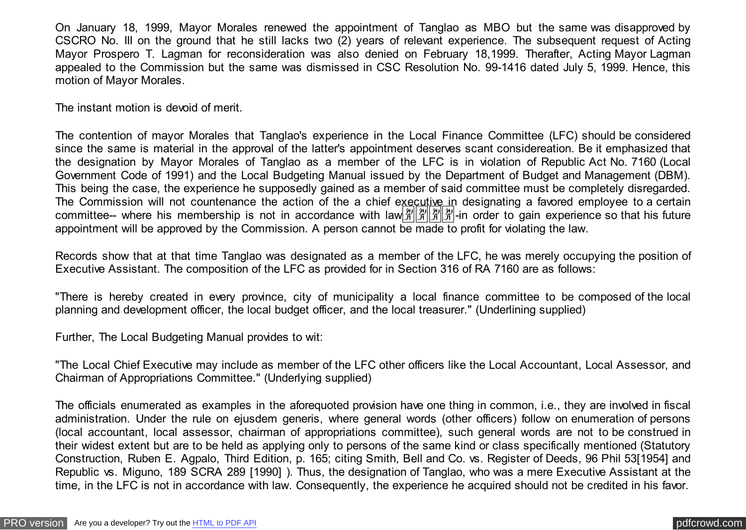On January 18, 1999, Mayor Morales renewed the appointment of Tanglao as MBO but the same was disapproved by CSCRO No. III on the ground that he still lacks two (2) years of relevant experience. The subsequent request of Acting Mayor Prospero T. Lagman for reconsideration was also denied on February 18,1999. Therafter, Acting Mayor Lagman appealed to the Commission but the same was dismissed in CSC Resolution No. 99-1416 dated July 5, 1999. Hence, this motion of Mayor Morales.

The instant motion is devoid of merit.

The contention of mayor Morales that Tanglao's experience in the Local Finance Committee (LFC) should be considered since the same is material in the approval of the latter's appointment deserves scant considereation. Be it emphasized that the designation by Mayor Morales of Tanglao as a member of the LFC is in violation of Republic Act No. 7160 (Local Government Code of 1991) and the Local Budgeting Manual issued by the Department of Budget and Management (DBM). This being the case, the experience he supposedly gained as a member of said committee must be completely disregarded. The Commission will not countenance the action of the a chief executive in designating a favored employee to a certain committee-- where his membership is not in accordance with law-in order to gain experience so that his future appointment will be approved by the Commission. A person cannot be made to profit for violating the law.

Records show that at that time Tanglao was designated as a member of the LFC, he was merely occupying the position of Executive Assistant. The composition of the LFC as provided for in Section 316 of RA 7160 are as follows:

"There is hereby created in every province, city of municipality a local finance committee to be composed of the local planning and development officer, the local budget officer, and the local treasurer." (Underlining supplied)

Further, The Local Budgeting Manual provides to wit:

"The Local Chief Executive may include as member of the LFC other officers like the Local Accountant, Local Assessor, and Chairman of Appropriations Committee." (Underlying supplied)

The officials enumerated as examples in the aforequoted provision have one thing in common, i.e., they are involved in fiscal administration. Under the rule on ejusdem generis, where general words (other officers) follow on enumeration of persons (local accountant, local assessor, chairman of appropriations committee), such general words are not to be construed in their widest extent but are to be held as applying only to persons of the same kind or class specifically mentioned (Statutory Construction, Ruben E. Agpalo, Third Edition, p. 165; citing Smith, Bell and Co. vs. Register of Deeds, 96 Phil 53[1954] and Republic vs. Miguno, 189 SCRA 289 [1990] ). Thus, the designation of Tanglao, who was a mere Executive Assistant at the time, in the LFC is not in accordance with law. Consequently, the experience he acquired should not be credited in his favor.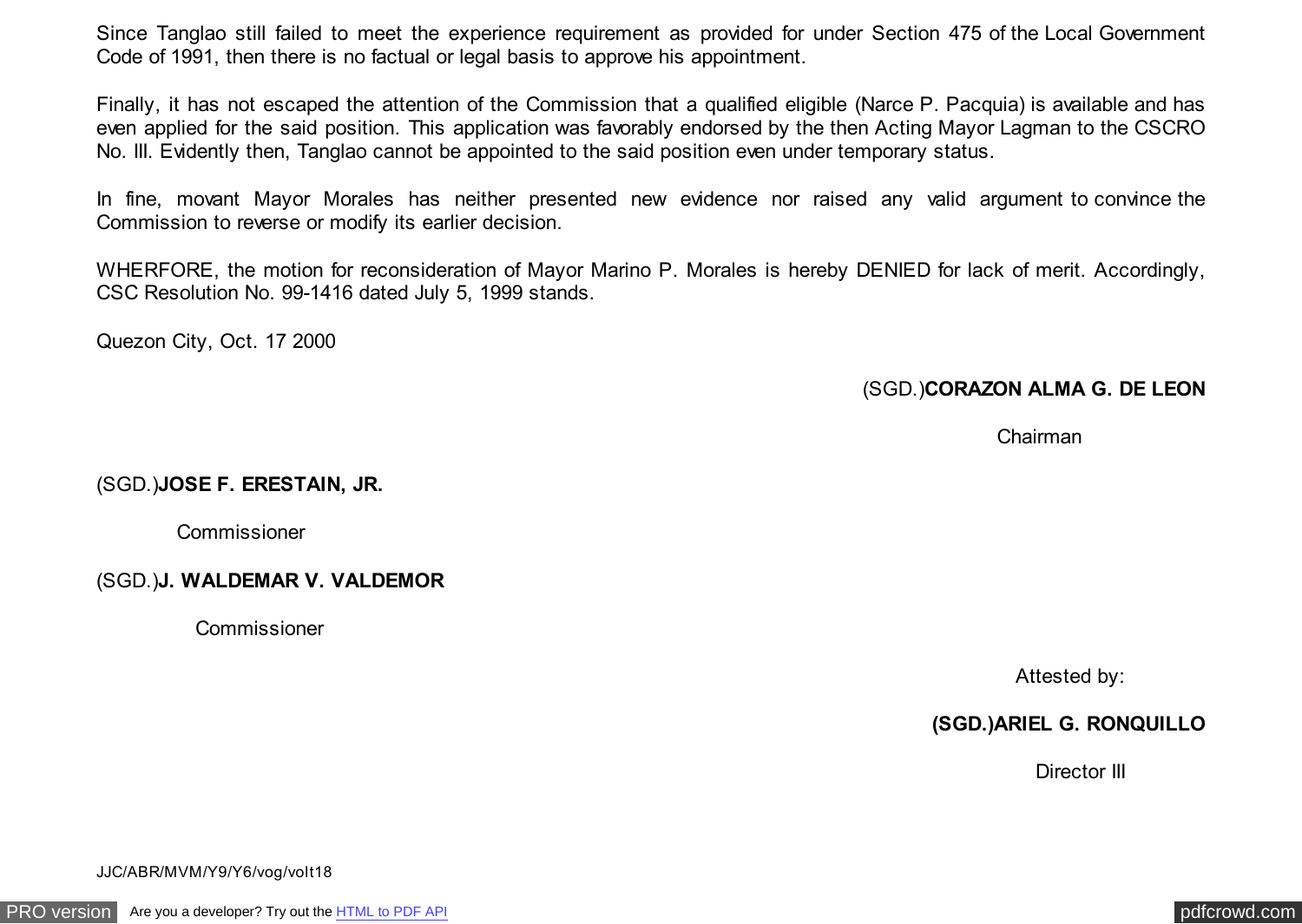Since Tanglao still failed to meet the experience requirement as provided for under Section 475 of the Local Government Code of 1991, then there is no factual or legal basis to approve his appointment.

Finally, it has not escaped the attention of the Commission that a qualified eligible (Narce P. Pacquia) is available and has even applied for the said position. This application was favorably endorsed by the then Acting Mayor Lagman to the CSCRO No. III. Evidently then, Tanglao cannot be appointed to the said position even under temporary status.

In fine, movant Mayor Morales has neither presented new evidence nor raised any valid argument to convince the Commission to reverse or modify its earlier decision.

WHERFORE, the motion for reconsideration of Mayor Marino P. Morales is hereby DENIED for lack of merit. Accordingly, CSC Resolution No. 99-1416 dated July 5, 1999 stands.

Quezon City, Oct. 17 2000

(SGD.)**CORAZON ALMA G. DE LEON**

Chairman

(SGD.)**JOSE F. ERESTAIN, JR.**

Commissioner

(SGD.)**J. WALDEMAR V. VALDEMOR**

Commissioner

Attested by:

**(SGD.)ARIEL G. RONQUILLO**

Director III

JJC/ABR/MVM/Y9/Y6/vog/volt18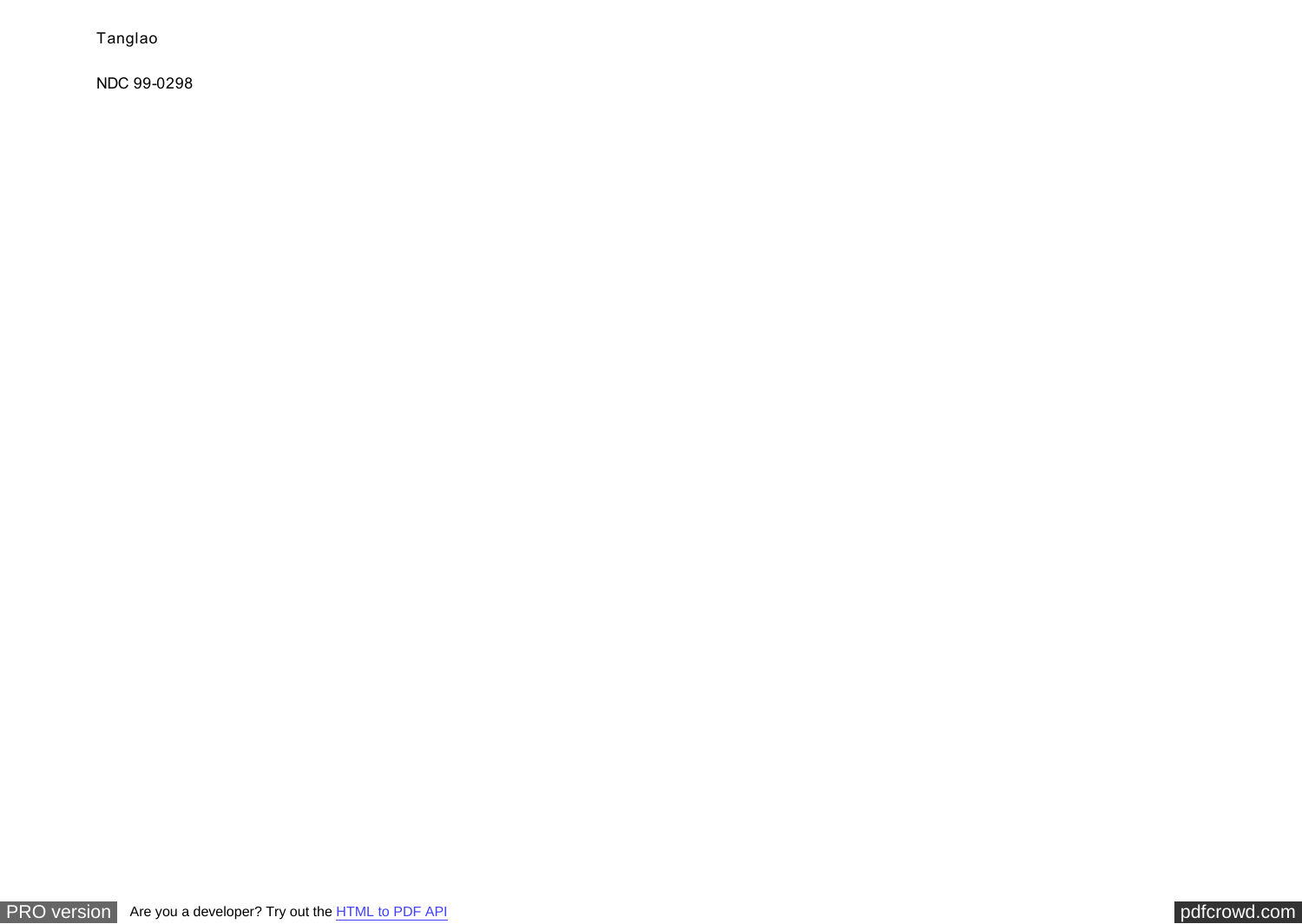Tanglao

NDC 99-0298